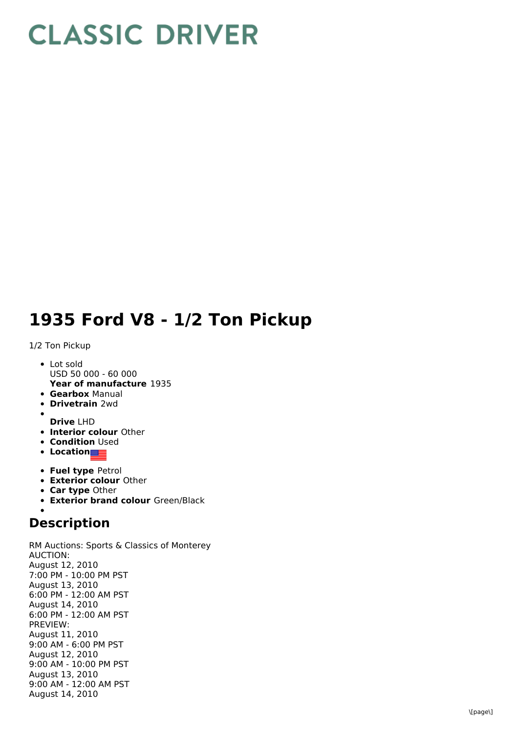# CLASSIC DRIVER

# 1935 Ford V8 - 1/2 Ton Pickup

1/2 Ton Pickup

- Lot sold
  USD 50 000 - 60 000
  **Year of manufacture** 1935
- **Gearbox** Manual
- **Drivetrain** 2wd
- 
  **Drive** LHD
- **Interior colour** Other
- **Condition** Used
- **Location**
- **Fuel type** Petrol
- **Exterior colour** Other
- **Car type** Other
- **Exterior brand colour** Green/Black
- 

## Description

RM Auctions: Sports & Classics of Monterey
AUCTION:
August 12, 2010
7:00 PM - 10:00 PM PST
August 13, 2010
6:00 PM - 12:00 AM PST
August 14, 2010
6:00 PM - 12:00 AM PST
PREVIEW:
August 11, 2010
9:00 AM - 6:00 PM PST
August 12, 2010
9:00 AM - 10:00 PM PST
August 13, 2010
9:00 AM - 12:00 AM PST
August 14, 2010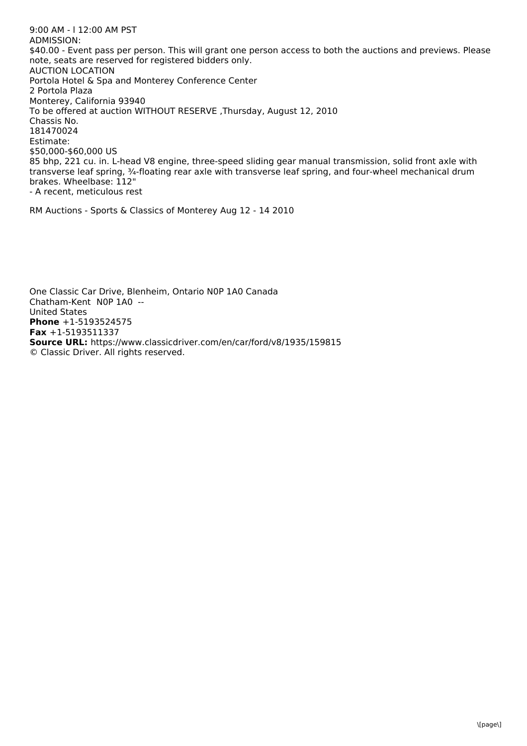9:00 AM - l 12:00 AM PST
ADMISSION:
$40.00 - Event pass per person. This will grant one person access to both the auctions and previews. Please note, seats are reserved for registered bidders only.
AUCTION LOCATION
Portola Hotel & Spa and Monterey Conference Center
2 Portola Plaza
Monterey, California 93940
To be offered at auction WITHOUT RESERVE ,Thursday, August 12, 2010
Chassis No.
181470024
Estimate:
$50,000-$60,000 US
85 bhp, 221 cu. in. L-head V8 engine, three-speed sliding gear manual transmission, solid front axle with transverse leaf spring, ¾-floating rear axle with transverse leaf spring, and four-wheel mechanical drum brakes. Wheelbase: 112"
- A recent, meticulous rest

RM Auctions - Sports & Classics of Monterey Aug 12 - 14 2010

One Classic Car Drive, Blenheim, Ontario N0P 1A0 Canada
Chatham-Kent N0P 1A0 --
United States
**Phone** +1-5193524575
**Fax** +1-5193511337
**Source URL:** https://www.classicdriver.com/en/car/ford/v8/1935/159815
© Classic Driver. All rights reserved.